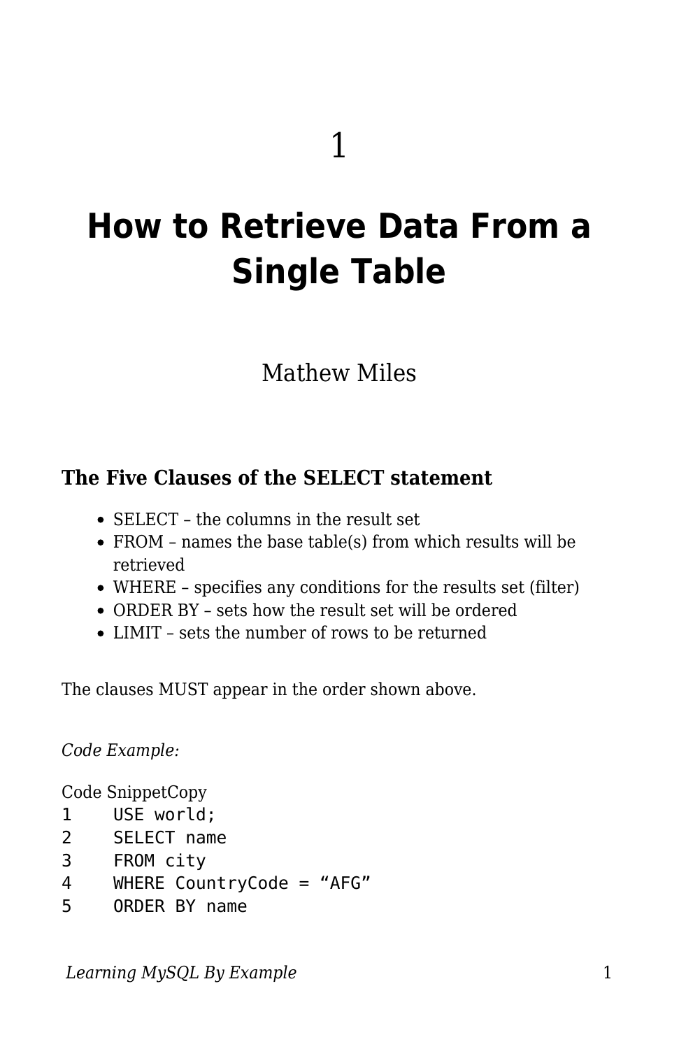# 1

# How to Retrieve Data From a Single Table

Mathew Miles

### The Five Clauses of the SELECT statement

- SELECT – the columns in the result set
- FROM – names the base table(s) from which results will be retrieved
- WHERE – specifies any conditions for the results set (filter)
- ORDER BY – sets how the result set will be ordered
- LIMIT – sets the number of rows to be returned

The clauses MUST appear in the order shown above.

*Code Example:*

Code SnippetCopy

```
1    USE world;
2    SELECT name
3    FROM city
4    WHERE CountryCode = “AFG”
5    ORDER BY name
```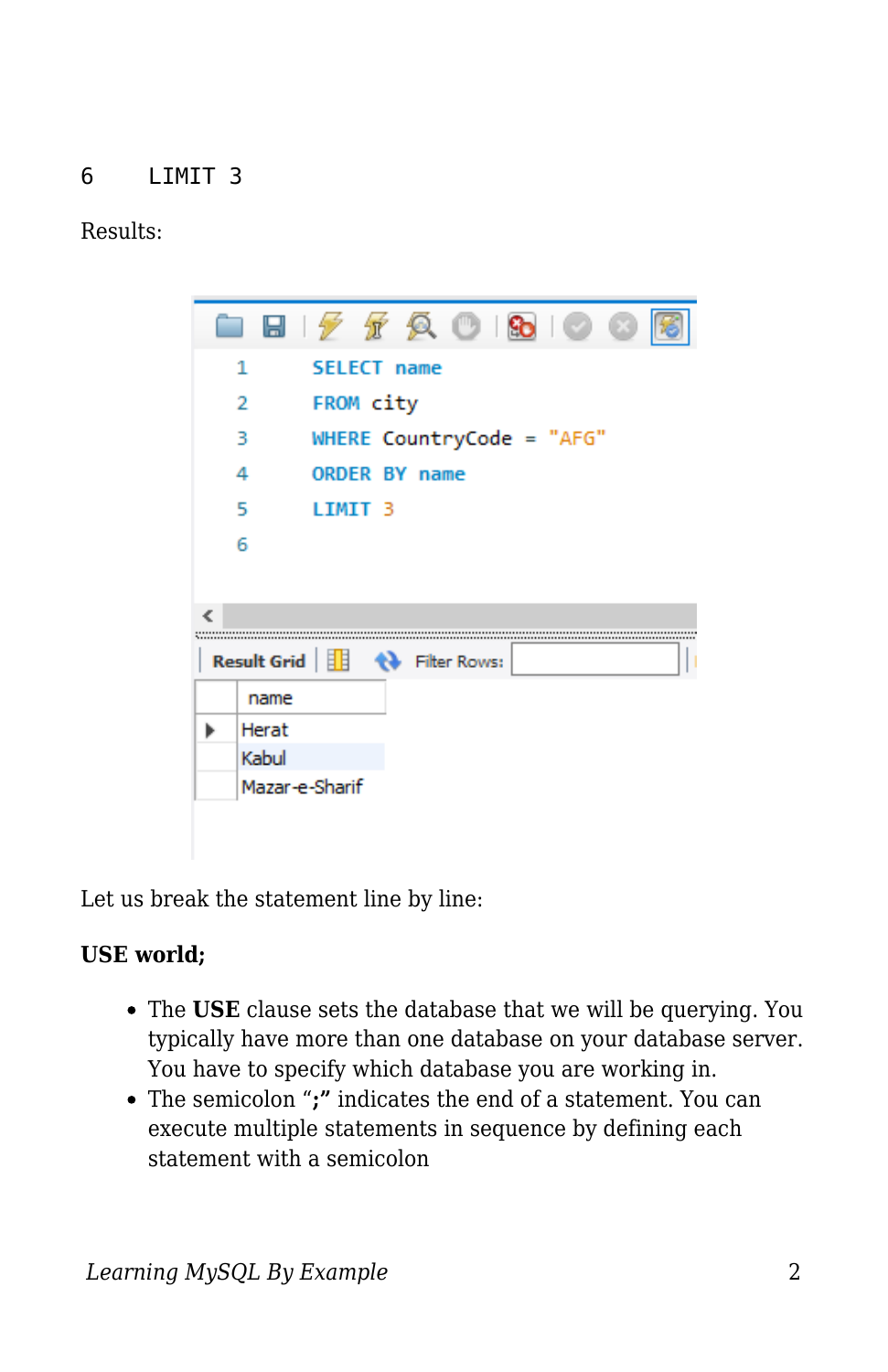```
6     LIMIT 3
```

Results:

Let us break the statement line by line:

**USE world;**

- The **USE** clause sets the database that we will be querying. You typically have more than one database on your database server. You have to specify which database you are working in.
- The semicolon “**;**” indicates the end of a statement. You can execute multiple statements in sequence by defining each statement with a semicolon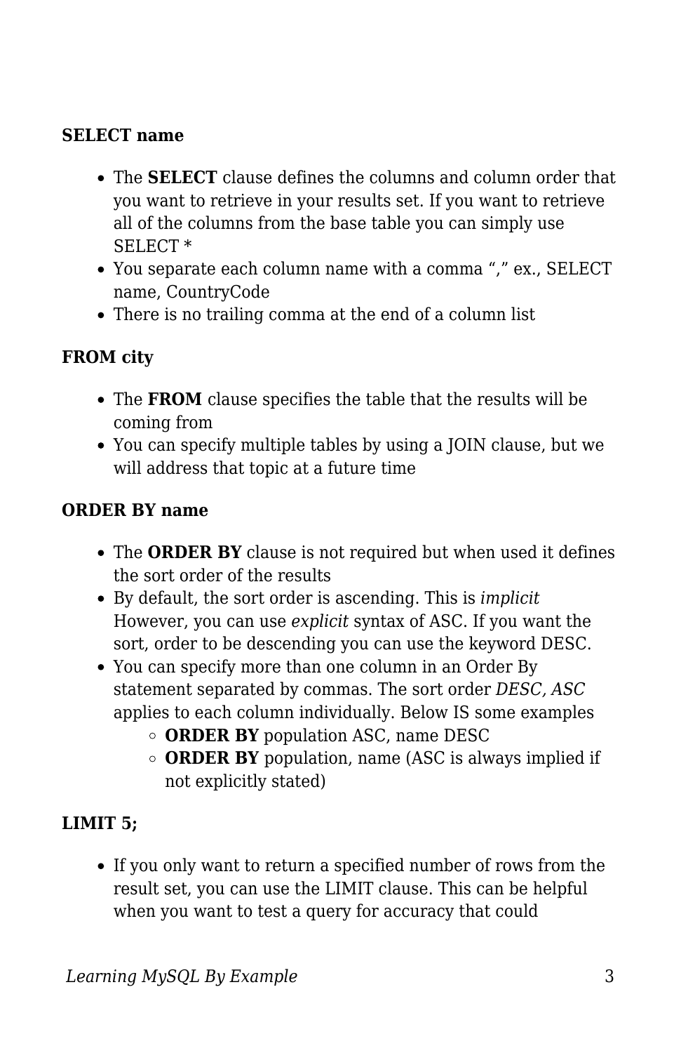**SELECT name**

- The **SELECT** clause defines the columns and column order that you want to retrieve in your results set. If you want to retrieve all of the columns from the base table you can simply use SELECT *
- You separate each column name with a comma "," ex., SELECT name, CountryCode
- There is no trailing comma at the end of a column list

**FROM city**

- The **FROM** clause specifies the table that the results will be coming from
- You can specify multiple tables by using a JOIN clause, but we will address that topic at a future time

**ORDER BY name**

- The **ORDER BY** clause is not required but when used it defines the sort order of the results
- By default, the sort order is ascending. This is *implicit* However, you can use *explicit* syntax of ASC. If you want the sort, order to be descending you can use the keyword DESC.
- You can specify more than one column in an Order By statement separated by commas. The sort order *DESC, ASC* applies to each column individually. Below IS some examples
  - **ORDER BY** population ASC, name DESC
  - **ORDER BY** population, name (ASC is always implied if not explicitly stated)

**LIMIT 5;**

- If you only want to return a specified number of rows from the result set, you can use the LIMIT clause. This can be helpful when you want to test a query for accuracy that could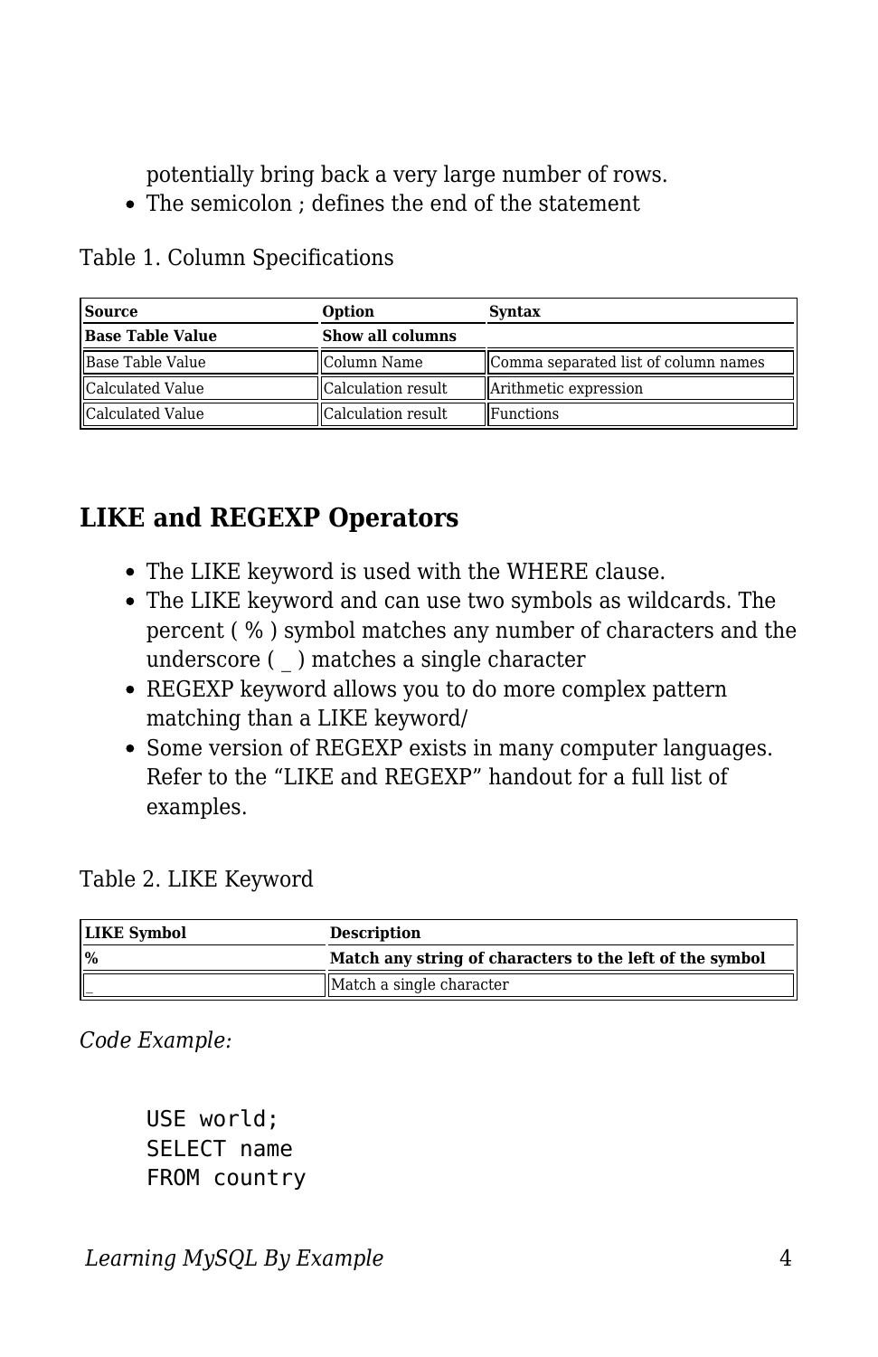potentially bring back a very large number of rows.

- The semicolon ; defines the end of the statement

Table 1. Column Specifications

| Source | Option | Syntax |
| --- | --- | --- |
| **Base Table Value** | **Show all columns** | |
| Base Table Value | Column Name | Comma separated list of column names |
| Calculated Value | Calculation result | Arithmetic expression |
| Calculated Value | Calculation result | Functions |

## LIKE and REGEXP Operators

- The LIKE keyword is used with the WHERE clause.
- The LIKE keyword and can use two symbols as wildcards. The percent ( % ) symbol matches any number of characters and the underscore ( _ ) matches a single character
- REGEXP keyword allows you to do more complex pattern matching than a LIKE keyword/
- Some version of REGEXP exists in many computer languages. Refer to the “LIKE and REGEXP” handout for a full list of examples.

Table 2. LIKE Keyword

| LIKE Symbol | Description |
| --- | --- |
| **%** | **Match any string of characters to the left of the symbol** |
| _ | Match a single character |

*Code Example:*

```
USE world;
SELECT name
FROM country
```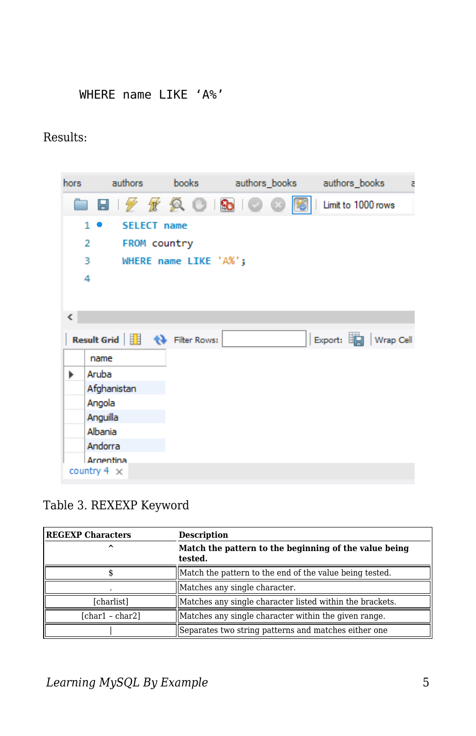```
WHERE name LIKE 'A%'
```

Results:

Table 3. REXEXP Keyword

| REGEXP Characters | Description |
|---|---|
| ^ | **Match the pattern to the beginning of the value being tested.** |
| $ | Match the pattern to the end of the value being tested. |
| . | Matches any single character. |
| [charlist] | Matches any single character listed within the brackets. |
| [char1 – char2] | Matches any single character within the given range. |
| \| | Separates two string patterns and matches either one |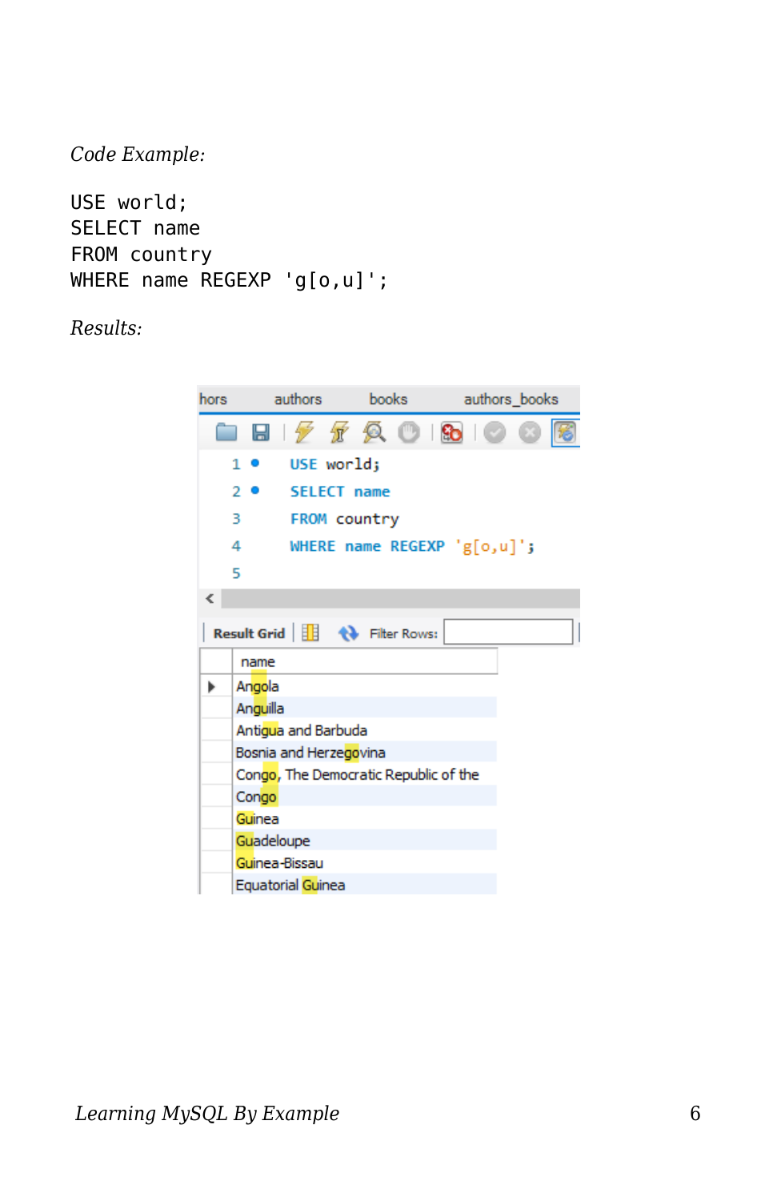*Code Example:*

```
USE world;
SELECT name
FROM country
WHERE name REGEXP 'g[o,u]';
```

*Results:*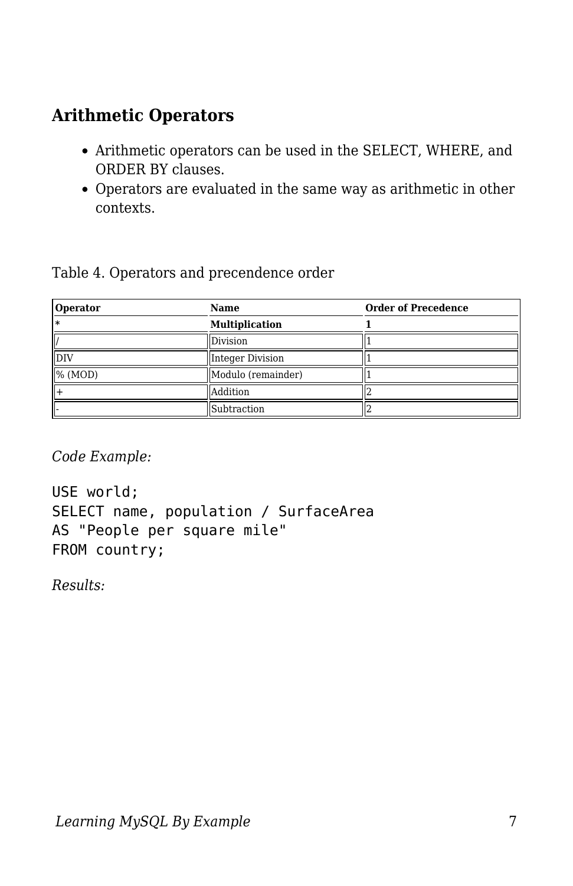### Arithmetic Operators

- Arithmetic operators can be used in the SELECT, WHERE, and ORDER BY clauses.
- Operators are evaluated in the same way as arithmetic in other contexts.

Table 4. Operators and precendence order

| Operator | Name | Order of Precedence |
| --- | --- | --- |
| * | **Multiplication** | **1** |
| / | Division | 1 |
| DIV | Integer Division | 1 |
| % (MOD) | Modulo (remainder) | 1 |
| + | Addition | 2 |
| - | Subtraction | 2 |

*Code Example:*

```
USE world;
SELECT name, population / SurfaceArea
AS "People per square mile"
FROM country;
```

*Results:*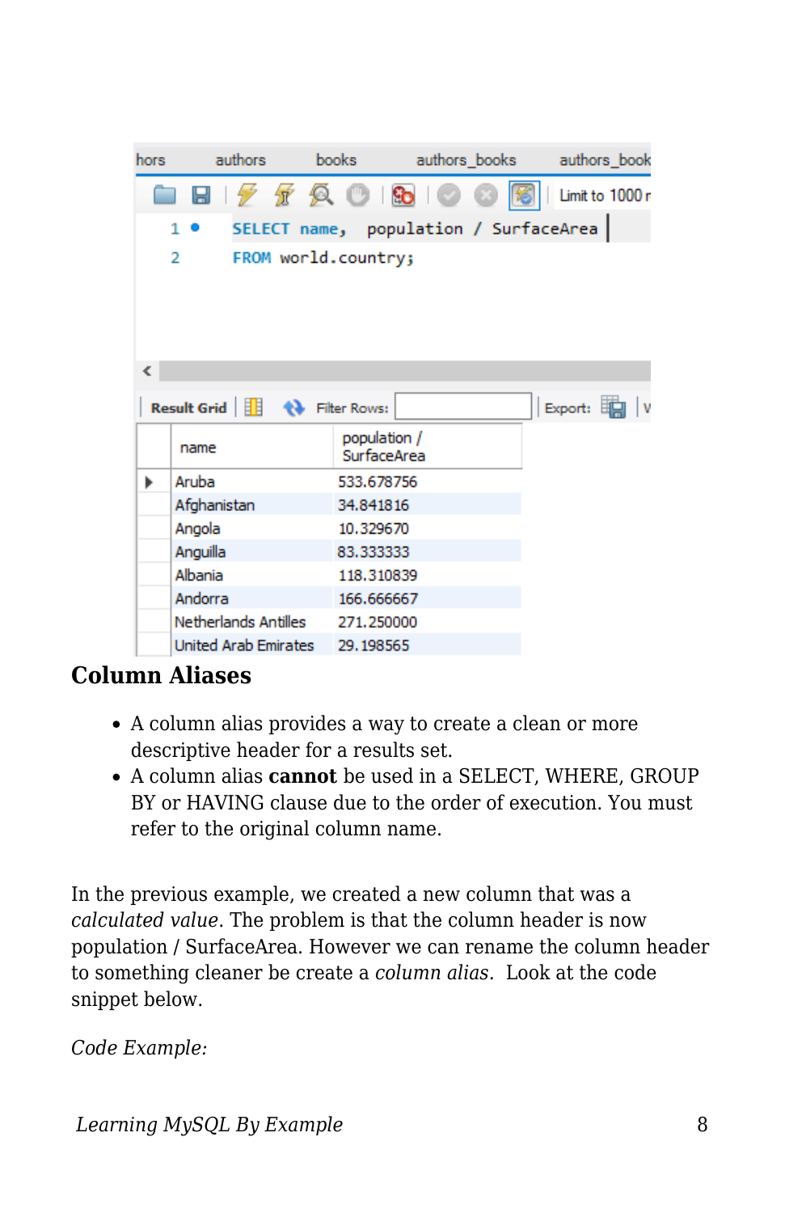```
SELECT name, population / SurfaceArea
FROM world.country;
```

| name | population / SurfaceArea |
|---|---|
| Aruba | 533.678756 |
| Afghanistan | 34.841816 |
| Angola | 10.329670 |
| Anguilla | 83.333333 |
| Albania | 118.310839 |
| Andorra | 166.666667 |
| Netherlands Antilles | 271.250000 |
| United Arab Emirates | 29.198565 |

### Column Aliases

- A column alias provides a way to create a clean or more descriptive header for a results set.
- A column alias **cannot** be used in a SELECT, WHERE, GROUP BY or HAVING clause due to the order of execution. You must refer to the original column name.

In the previous example, we created a new column that was a *calculated value*. The problem is that the column header is now population / SurfaceArea. However we can rename the column header to something cleaner be create a *column alias.* Look at the code snippet below.

*Code Example:*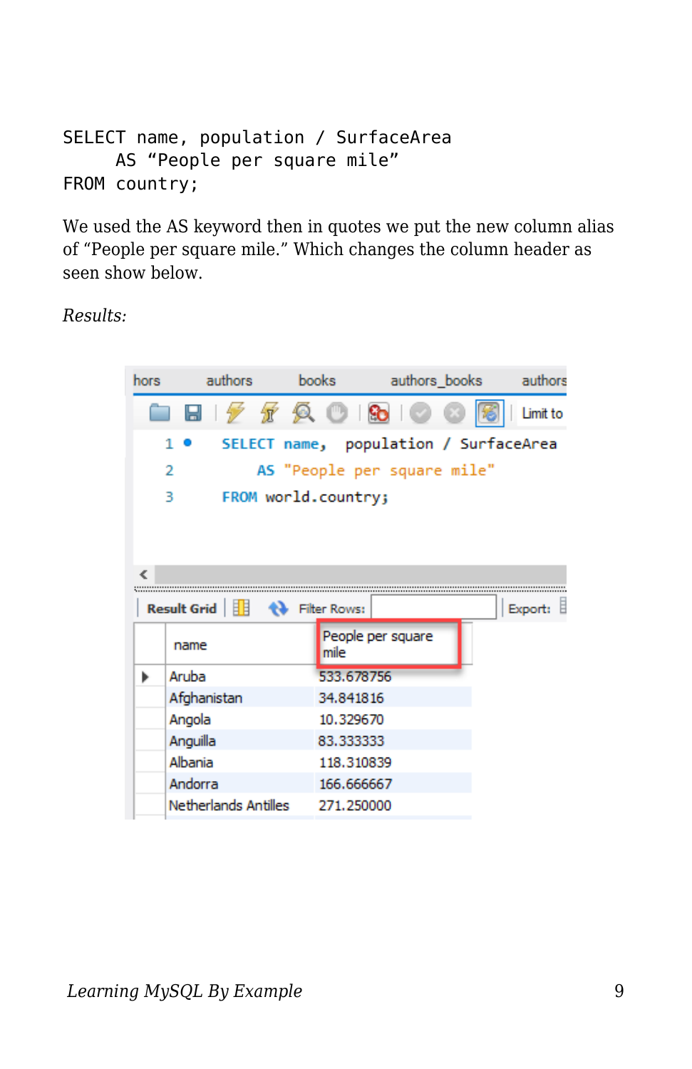```
SELECT name, population / SurfaceArea
     AS “People per square mile”
FROM country;
```

We used the AS keyword then in quotes we put the new column alias of “People per square mile.” Which changes the column header as seen show below.

*Results:*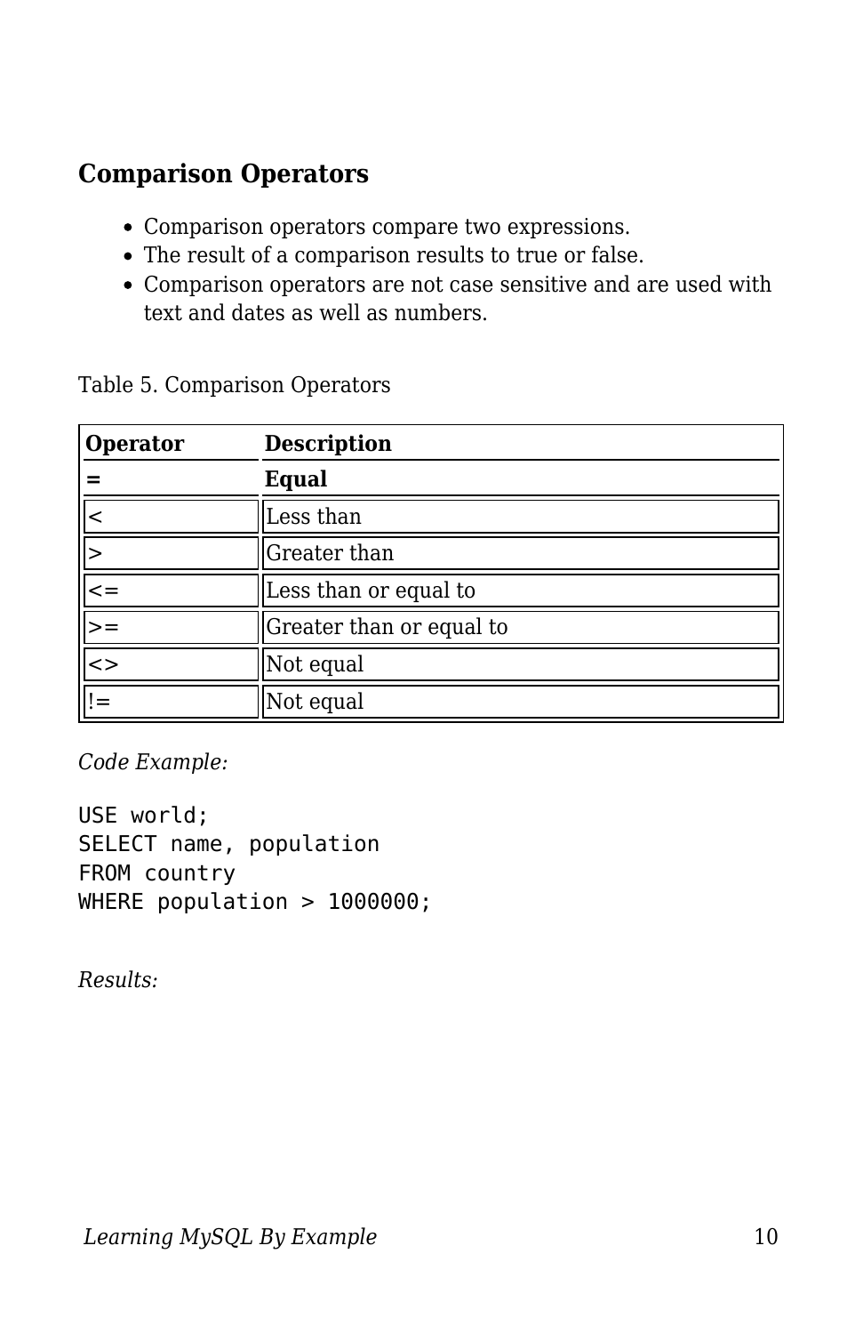### Comparison Operators

- Comparison operators compare two expressions.
- The result of a comparison results to true or false.
- Comparison operators are not case sensitive and are used with text and dates as well as numbers.

Table 5. Comparison Operators

| Operator | Description |
| --- | --- |
| **=** | **Equal** |
| < | Less than |
| > | Greater than |
| <= | Less than or equal to |
| >= | Greater than or equal to |
| <> | Not equal |
| != | Not equal |

*Code Example:*

```
USE world;
SELECT name, population
FROM country
WHERE population > 1000000;
```

*Results:*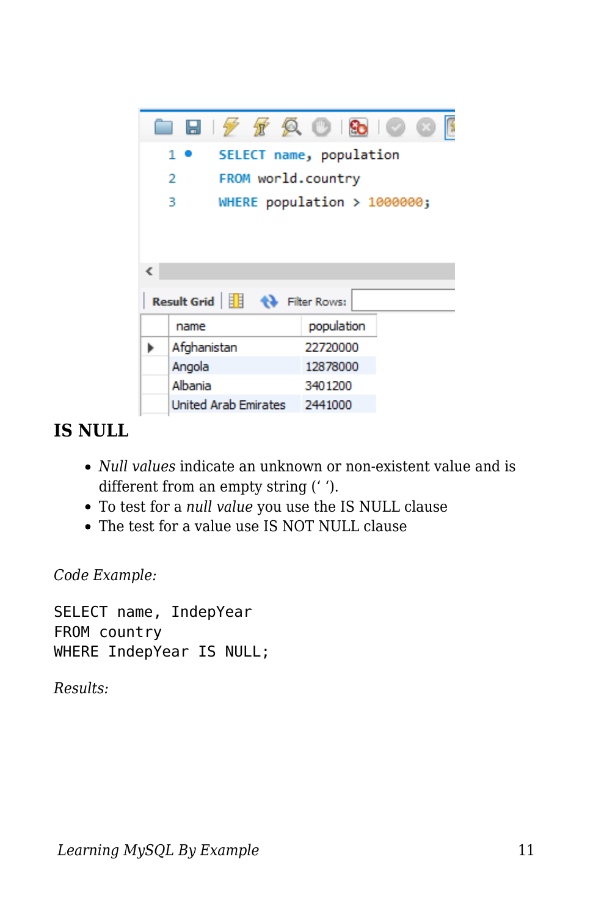```
SELECT name, population
FROM world.country
WHERE population > 1000000;
```

| name | population |
| --- | --- |
| Afghanistan | 22720000 |
| Angola | 12878000 |
| Albania | 3401200 |
| United Arab Emirates | 2441000 |

## IS NULL

- *Null values* indicate an unknown or non-existent value and is different from an empty string (‘ ‘).
- To test for a *null value* you use the IS NULL clause
- The test for a value use IS NOT NULL clause

*Code Example:*

```
SELECT name, IndepYear
FROM country
WHERE IndepYear IS NULL;
```

*Results:*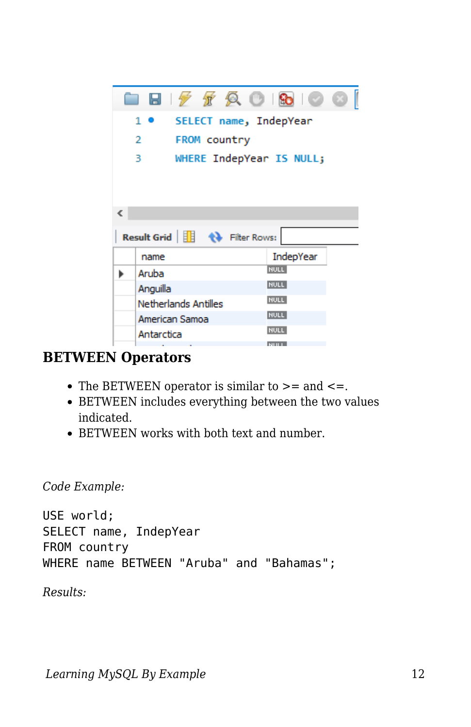## BETWEEN Operators

- The BETWEEN operator is similar to >= and <=.
- BETWEEN includes everything between the two values indicated.
- BETWEEN works with both text and number.

*Code Example:*

```
USE world;
SELECT name, IndepYear
FROM country
WHERE name BETWEEN "Aruba" and "Bahamas";
```

*Results:*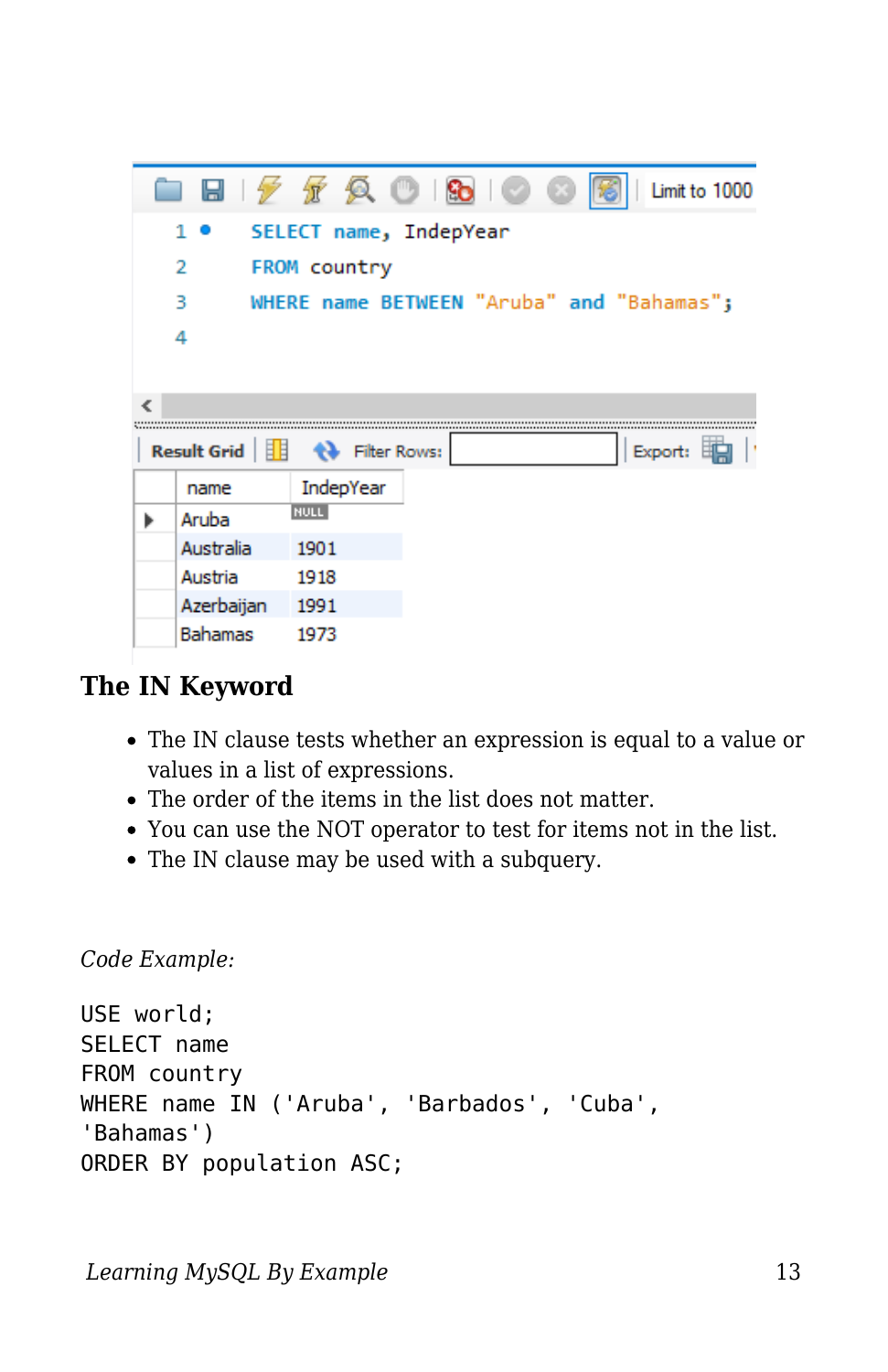```
SELECT name, IndepYear
FROM country
WHERE name BETWEEN "Aruba" and "Bahamas";
```

| name | IndepYear |
| --- | --- |
| Aruba | NULL |
| Australia | 1901 |
| Austria | 1918 |
| Azerbaijan | 1991 |
| Bahamas | 1973 |

## The IN Keyword

- The IN clause tests whether an expression is equal to a value or values in a list of expressions.
- The order of the items in the list does not matter.
- You can use the NOT operator to test for items not in the list.
- The IN clause may be used with a subquery.

*Code Example:*

```
USE world;
SELECT name
FROM country
WHERE name IN ('Aruba', 'Barbados', 'Cuba',
'Bahamas')
ORDER BY population ASC;
```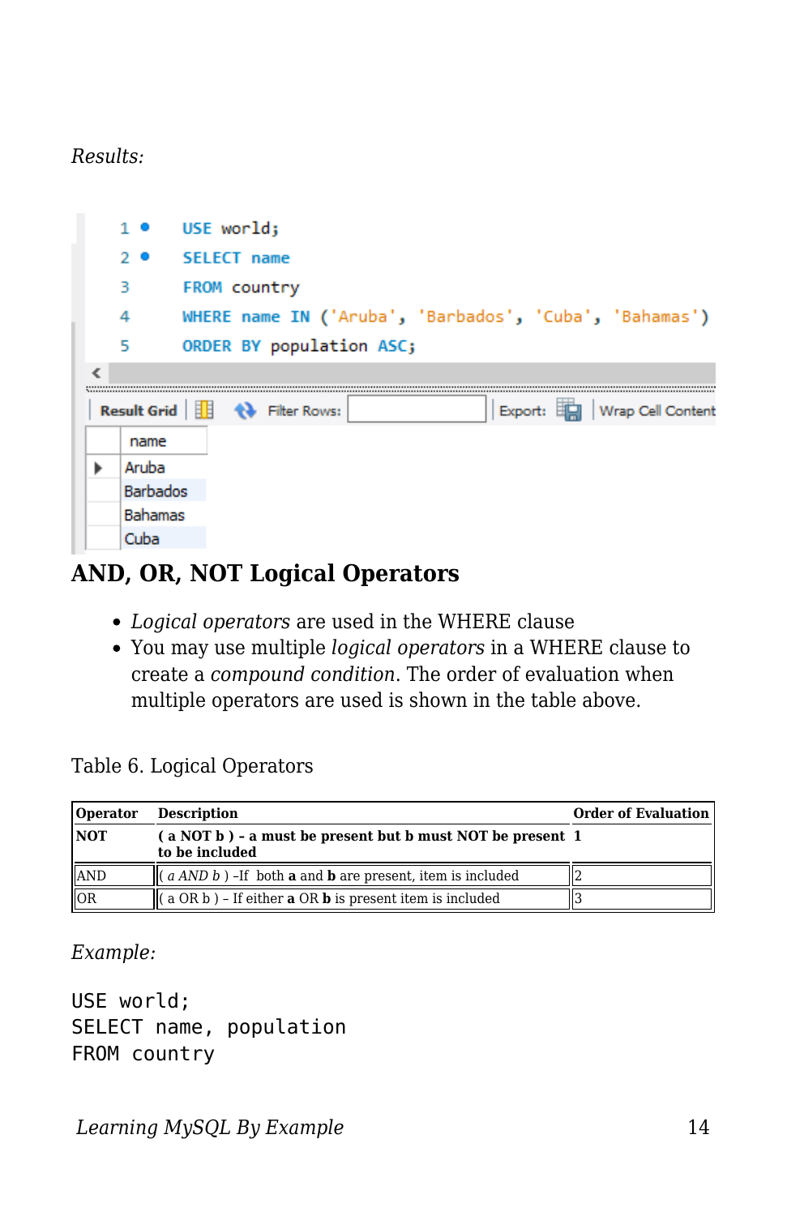*Results:*

```
USE world;
SELECT name
FROM country
WHERE name IN ('Aruba', 'Barbados', 'Cuba', 'Bahamas')
ORDER BY population ASC;
```

| name |
| --- |
| Aruba |
| Barbados |
| Bahamas |
| Cuba |

## AND, OR, NOT Logical Operators

- *Logical operators* are used in the WHERE clause
- You may use multiple *logical operators* in a WHERE clause to create a *compound condition*. The order of evaluation when multiple operators are used is shown in the table above.

Table 6. Logical Operators

| Operator | Description | Order of Evaluation |
| --- | --- | --- |
| **NOT** | **( a NOT b ) – a must be present but b must NOT be present to be included** | **1** |
| AND | ( *a AND b* ) –If both **a** and **b** are present, item is included | 2 |
| OR | ( a OR b ) – If either **a** OR **b** is present item is included | 3 |

*Example:*

```
USE world;
SELECT name, population
FROM country
```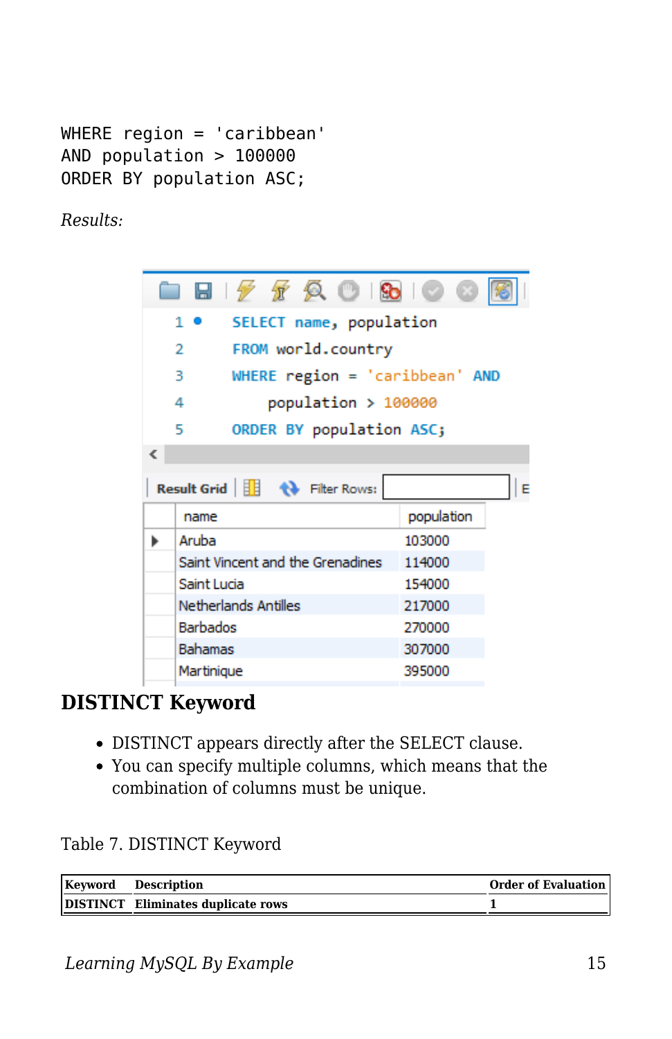```
WHERE region = 'caribbean'
AND population > 100000
ORDER BY population ASC;
```

*Results:*

```
1  SELECT name, population
2  FROM world.country
3  WHERE region = 'caribbean' AND
4       population > 100000
5  ORDER BY population ASC;
```

| name | population |
|---|---|
| Aruba | 103000 |
| Saint Vincent and the Grenadines | 114000 |
| Saint Lucia | 154000 |
| Netherlands Antilles | 217000 |
| Barbados | 270000 |
| Bahamas | 307000 |
| Martinique | 395000 |

## DISTINCT Keyword

- DISTINCT appears directly after the SELECT clause.
- You can specify multiple columns, which means that the combination of columns must be unique.

Table 7. DISTINCT Keyword

| Keyword | Description | Order of Evaluation |
|---|---|---|
| DISTINCT | Eliminates duplicate rows | 1 |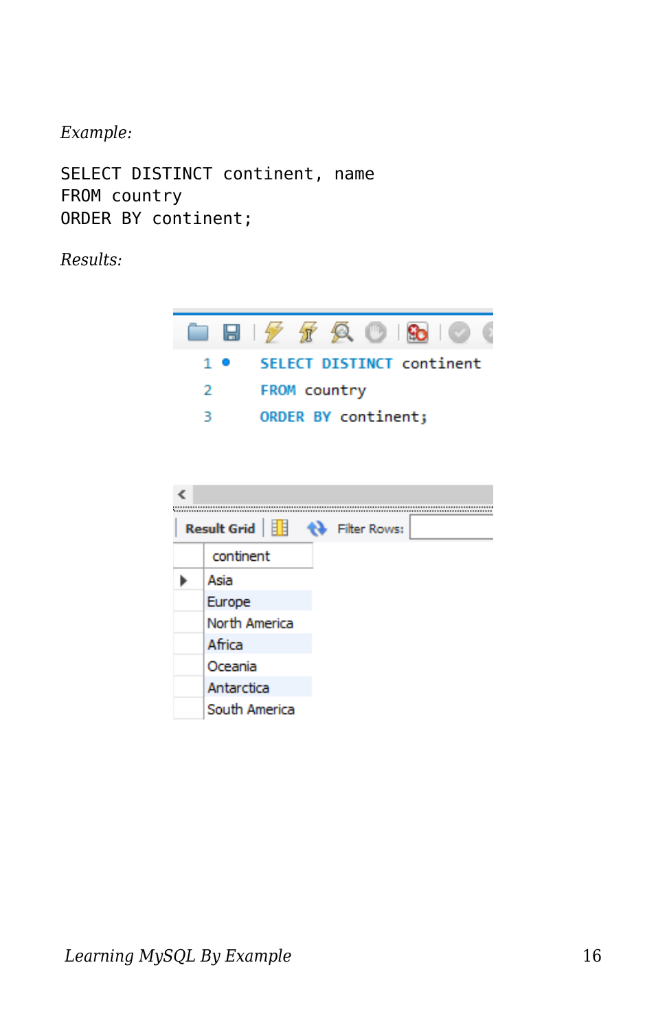*Example:*

```
SELECT DISTINCT continent, name
FROM country
ORDER BY continent;
```

*Results:*

```
1  SELECT DISTINCT continent
2  FROM country
3  ORDER BY continent;
```

| continent |
|---|
| Asia |
| Europe |
| North America |
| Africa |
| Oceania |
| Antarctica |
| South America |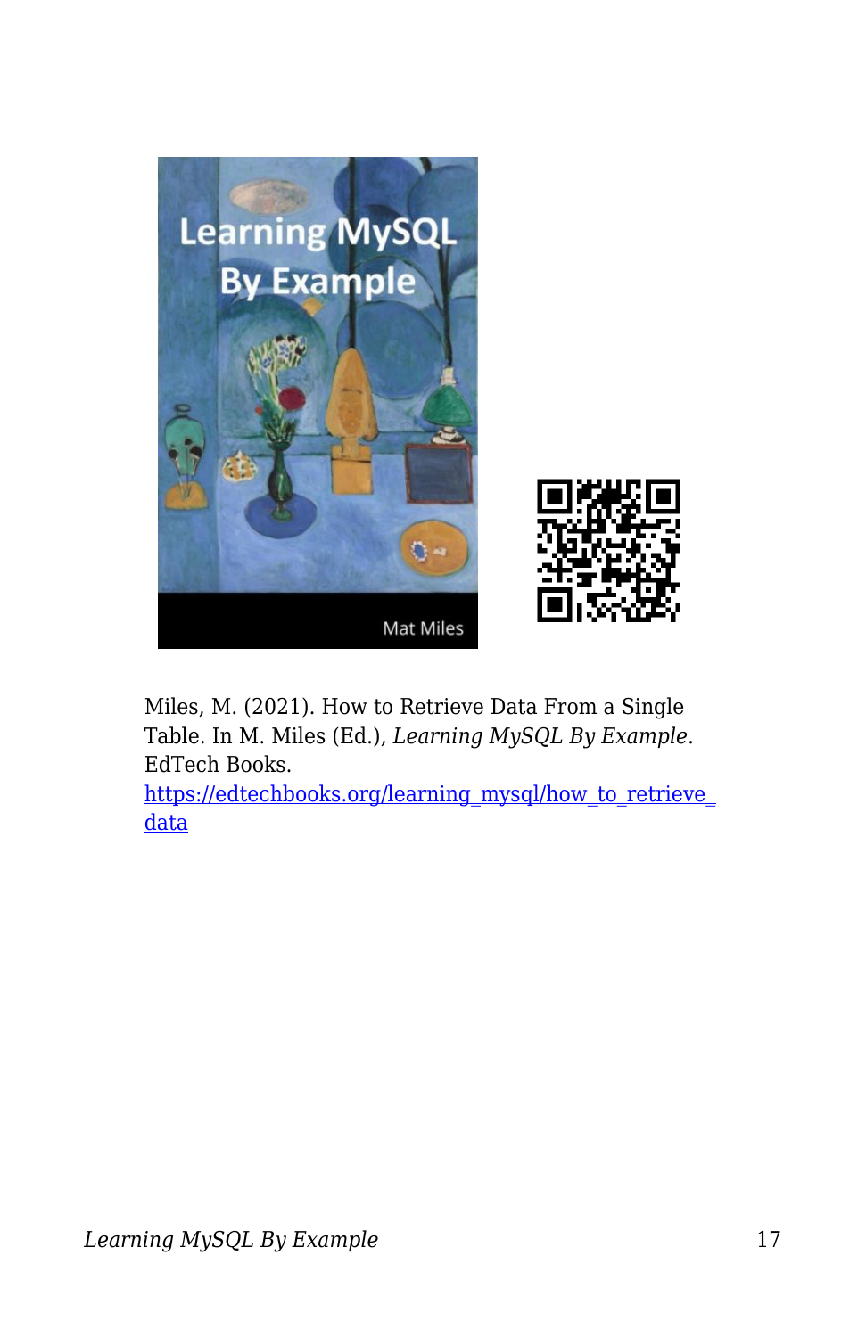Miles, M. (2021). How to Retrieve Data From a Single Table. In M. Miles (Ed.), *Learning MySQL By Example*. EdTech Books. https://edtechbooks.org/learning_mysql/how_to_retrieve_data